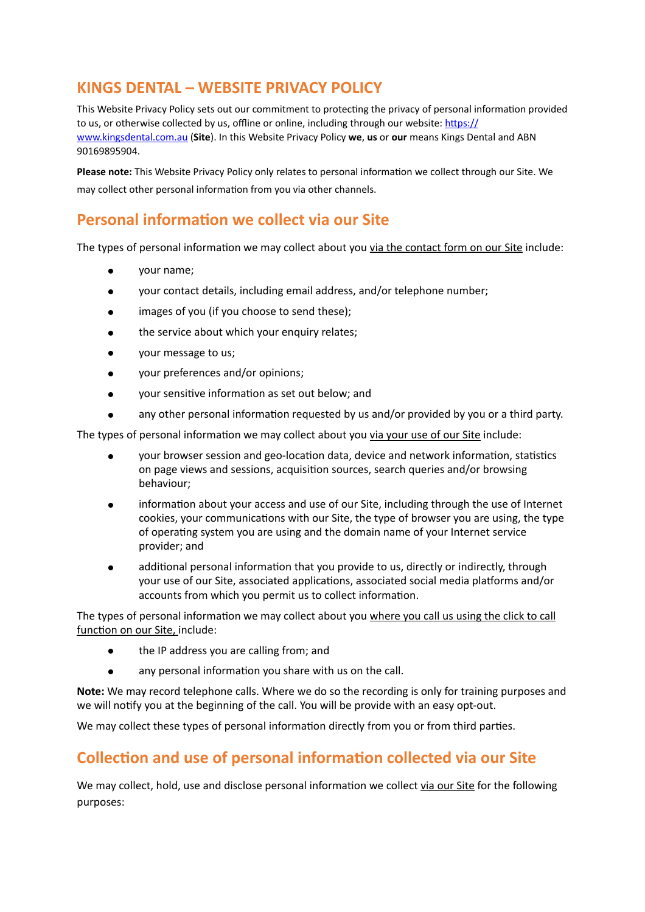# KINGS DENTAL – WEBSITE PRIVACY POLICY

This Website Privacy Policy sets out our commitment to protecting the privacy of personal information provided to us, or otherwise collected by us, offline or online, including through our website: [https://www.kingsdental.com.au](https://www.kingsdental.com.au) (**Site**). In this Website Privacy Policy **we**, **us** or **our** means Kings Dental and ABN 90169895904.

**Please note:** This Website Privacy Policy only relates to personal information we collect through our Site. We may collect other personal information from you via other channels.

## Personal information we collect via our Site

The types of personal information we may collect about you via the contact form on our Site include:

- your name;
- your contact details, including email address, and/or telephone number;
- images of you (if you choose to send these);
- the service about which your enquiry relates;
- your message to us;
- your preferences and/or opinions;
- your sensitive information as set out below; and
- any other personal information requested by us and/or provided by you or a third party.

The types of personal information we may collect about you via your use of our Site include:

- your browser session and geo-location data, device and network information, statistics on page views and sessions, acquisition sources, search queries and/or browsing behaviour;
- information about your access and use of our Site, including through the use of Internet cookies, your communications with our Site, the type of browser you are using, the type of operating system you are using and the domain name of your Internet service provider; and
- additional personal information that you provide to us, directly or indirectly, through your use of our Site, associated applications, associated social media platforms and/or accounts from which you permit us to collect information.

The types of personal information we may collect about you where you call us using the click to call function on our Site, include:

- the IP address you are calling from; and
- any personal information you share with us on the call.

**Note:** We may record telephone calls. Where we do so the recording is only for training purposes and we will notify you at the beginning of the call. You will be provide with an easy opt-out.

We may collect these types of personal information directly from you or from third parties.

## Collection and use of personal information collected via our Site

We may collect, hold, use and disclose personal information we collect via our Site for the following purposes: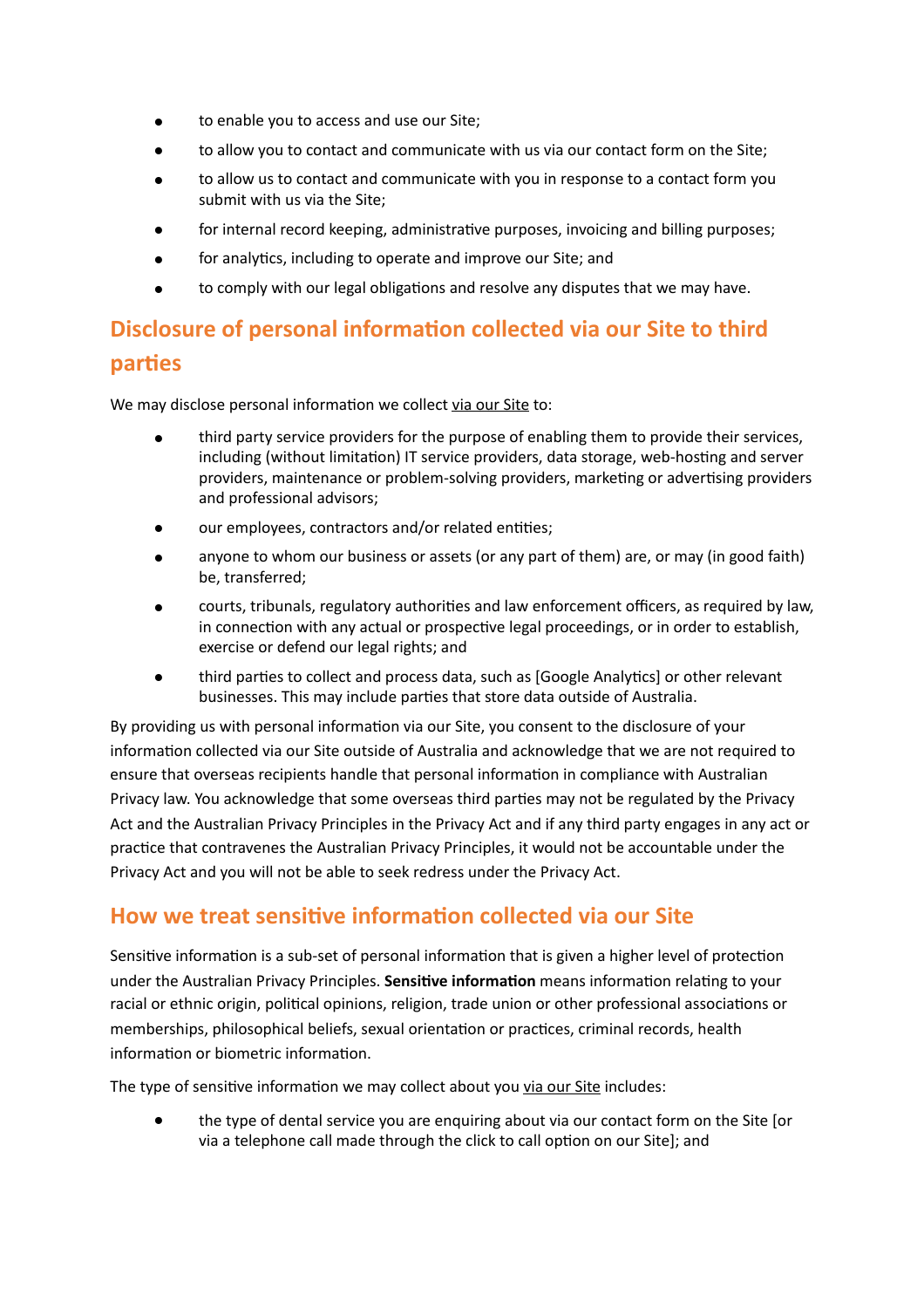- to enable you to access and use our Site;
- to allow you to contact and communicate with us via our contact form on the Site;
- to allow us to contact and communicate with you in response to a contact form you submit with us via the Site;
- for internal record keeping, administrative purposes, invoicing and billing purposes;
- for analytics, including to operate and improve our Site; and
- to comply with our legal obligations and resolve any disputes that we may have.

## Disclosure of personal information collected via our Site to third parties

We may disclose personal information we collect <u>via our Site</u> to:

- third party service providers for the purpose of enabling them to provide their services, including (without limitation) IT service providers, data storage, web-hosting and server providers, maintenance or problem-solving providers, marketing or advertising providers and professional advisors;
- our employees, contractors and/or related entities;
- anyone to whom our business or assets (or any part of them) are, or may (in good faith) be, transferred;
- courts, tribunals, regulatory authorities and law enforcement officers, as required by law, in connection with any actual or prospective legal proceedings, or in order to establish, exercise or defend our legal rights; and
- third parties to collect and process data, such as [Google Analytics] or other relevant businesses. This may include parties that store data outside of Australia.

By providing us with personal information via our Site, you consent to the disclosure of your information collected via our Site outside of Australia and acknowledge that we are not required to ensure that overseas recipients handle that personal information in compliance with Australian Privacy law. You acknowledge that some overseas third parties may not be regulated by the Privacy Act and the Australian Privacy Principles in the Privacy Act and if any third party engages in any act or practice that contravenes the Australian Privacy Principles, it would not be accountable under the Privacy Act and you will not be able to seek redress under the Privacy Act.

## How we treat sensitive information collected via our Site

Sensitive information is a sub-set of personal information that is given a higher level of protection under the Australian Privacy Principles. **Sensitive information** means information relating to your racial or ethnic origin, political opinions, religion, trade union or other professional associations or memberships, philosophical beliefs, sexual orientation or practices, criminal records, health information or biometric information.

The type of sensitive information we may collect about you <u>via our Site</u> includes:

- the type of dental service you are enquiring about via our contact form on the Site [or via a telephone call made through the click to call option on our Site]; and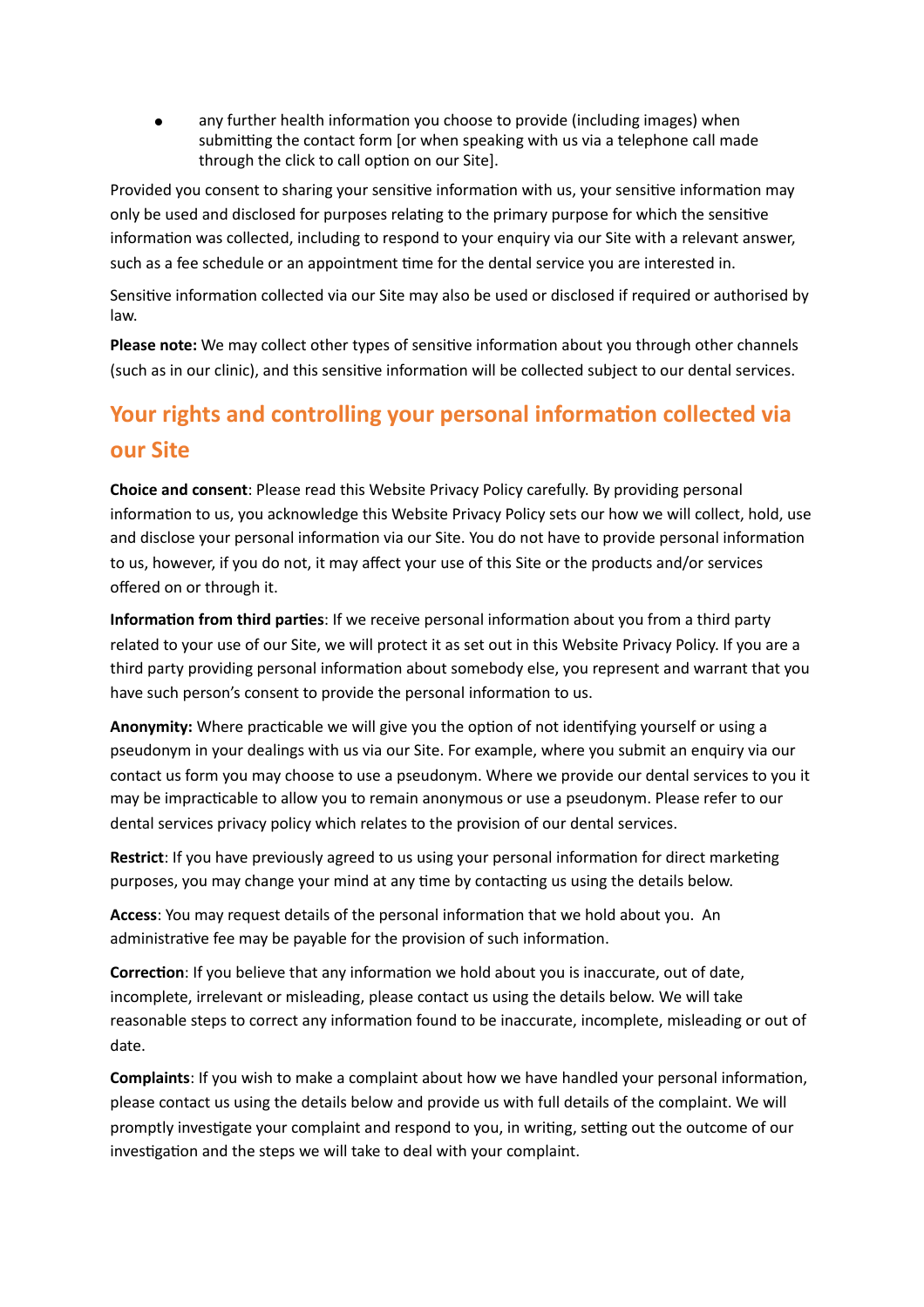- any further health information you choose to provide (including images) when submitting the contact form [or when speaking with us via a telephone call made through the click to call option on our Site].

Provided you consent to sharing your sensitive information with us, your sensitive information may only be used and disclosed for purposes relating to the primary purpose for which the sensitive information was collected, including to respond to your enquiry via our Site with a relevant answer, such as a fee schedule or an appointment time for the dental service you are interested in.

Sensitive information collected via our Site may also be used or disclosed if required or authorised by law.

**Please note:** We may collect other types of sensitive information about you through other channels (such as in our clinic), and this sensitive information will be collected subject to our dental services.

## Your rights and controlling your personal information collected via our Site

**Choice and consent**: Please read this Website Privacy Policy carefully. By providing personal information to us, you acknowledge this Website Privacy Policy sets our how we will collect, hold, use and disclose your personal information via our Site. You do not have to provide personal information to us, however, if you do not, it may affect your use of this Site or the products and/or services offered on or through it.

**Information from third parties**: If we receive personal information about you from a third party related to your use of our Site, we will protect it as set out in this Website Privacy Policy. If you are a third party providing personal information about somebody else, you represent and warrant that you have such person's consent to provide the personal information to us.

**Anonymity:** Where practicable we will give you the option of not identifying yourself or using a pseudonym in your dealings with us via our Site. For example, where you submit an enquiry via our contact us form you may choose to use a pseudonym. Where we provide our dental services to you it may be impracticable to allow you to remain anonymous or use a pseudonym. Please refer to our dental services privacy policy which relates to the provision of our dental services.

**Restrict**: If you have previously agreed to us using your personal information for direct marketing purposes, you may change your mind at any time by contacting us using the details below.

**Access**: You may request details of the personal information that we hold about you. An administrative fee may be payable for the provision of such information.

**Correction**: If you believe that any information we hold about you is inaccurate, out of date, incomplete, irrelevant or misleading, please contact us using the details below. We will take reasonable steps to correct any information found to be inaccurate, incomplete, misleading or out of date.

**Complaints**: If you wish to make a complaint about how we have handled your personal information, please contact us using the details below and provide us with full details of the complaint. We will promptly investigate your complaint and respond to you, in writing, setting out the outcome of our investigation and the steps we will take to deal with your complaint.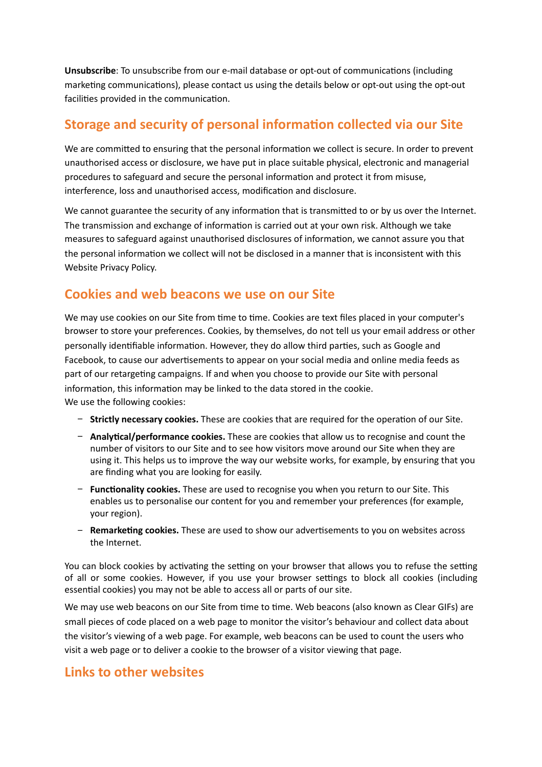**Unsubscribe**: To unsubscribe from our e-mail database or opt-out of communications (including marketing communications), please contact us using the details below or opt-out using the opt-out facilities provided in the communication.

## Storage and security of personal information collected via our Site

We are committed to ensuring that the personal information we collect is secure. In order to prevent unauthorised access or disclosure, we have put in place suitable physical, electronic and managerial procedures to safeguard and secure the personal information and protect it from misuse, interference, loss and unauthorised access, modification and disclosure.

We cannot guarantee the security of any information that is transmitted to or by us over the Internet. The transmission and exchange of information is carried out at your own risk. Although we take measures to safeguard against unauthorised disclosures of information, we cannot assure you that the personal information we collect will not be disclosed in a manner that is inconsistent with this Website Privacy Policy.

## Cookies and web beacons we use on our Site

We may use cookies on our Site from time to time. Cookies are text files placed in your computer's browser to store your preferences. Cookies, by themselves, do not tell us your email address or other personally identifiable information. However, they do allow third parties, such as Google and Facebook, to cause our advertisements to appear on your social media and online media feeds as part of our retargeting campaigns. If and when you choose to provide our Site with personal information, this information may be linked to the data stored in the cookie.
We use the following cookies:

- **Strictly necessary cookies.** These are cookies that are required for the operation of our Site.
- **Analytical/performance cookies.** These are cookies that allow us to recognise and count the number of visitors to our Site and to see how visitors move around our Site when they are using it. This helps us to improve the way our website works, for example, by ensuring that you are finding what you are looking for easily.
- **Functionality cookies.** These are used to recognise you when you return to our Site. This enables us to personalise our content for you and remember your preferences (for example, your region).
- **Remarketing cookies.** These are used to show our advertisements to you on websites across the Internet.

You can block cookies by activating the setting on your browser that allows you to refuse the setting of all or some cookies. However, if you use your browser settings to block all cookies (including essential cookies) you may not be able to access all or parts of our site.

We may use web beacons on our Site from time to time. Web beacons (also known as Clear GIFs) are small pieces of code placed on a web page to monitor the visitor's behaviour and collect data about the visitor's viewing of a web page. For example, web beacons can be used to count the users who visit a web page or to deliver a cookie to the browser of a visitor viewing that page.

## Links to other websites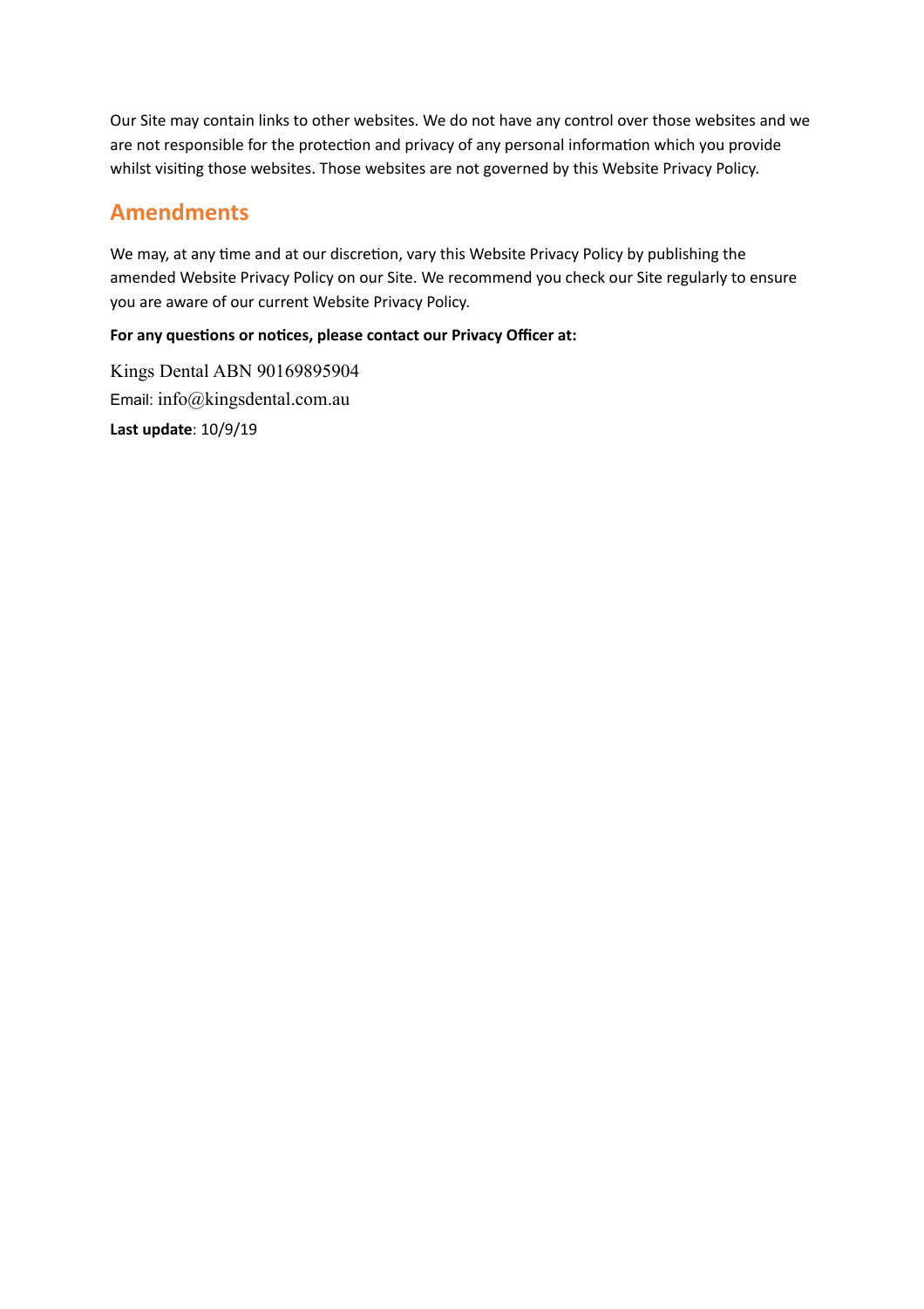Our Site may contain links to other websites. We do not have any control over those websites and we are not responsible for the protection and privacy of any personal information which you provide whilst visiting those websites. Those websites are not governed by this Website Privacy Policy.

## Amendments

We may, at any time and at our discretion, vary this Website Privacy Policy by publishing the amended Website Privacy Policy on our Site. We recommend you check our Site regularly to ensure you are aware of our current Website Privacy Policy.

**For any questions or notices, please contact our Privacy Officer at:**

Kings Dental ABN 90169895904

Email: info@kingsdental.com.au

**Last update**: 10/9/19